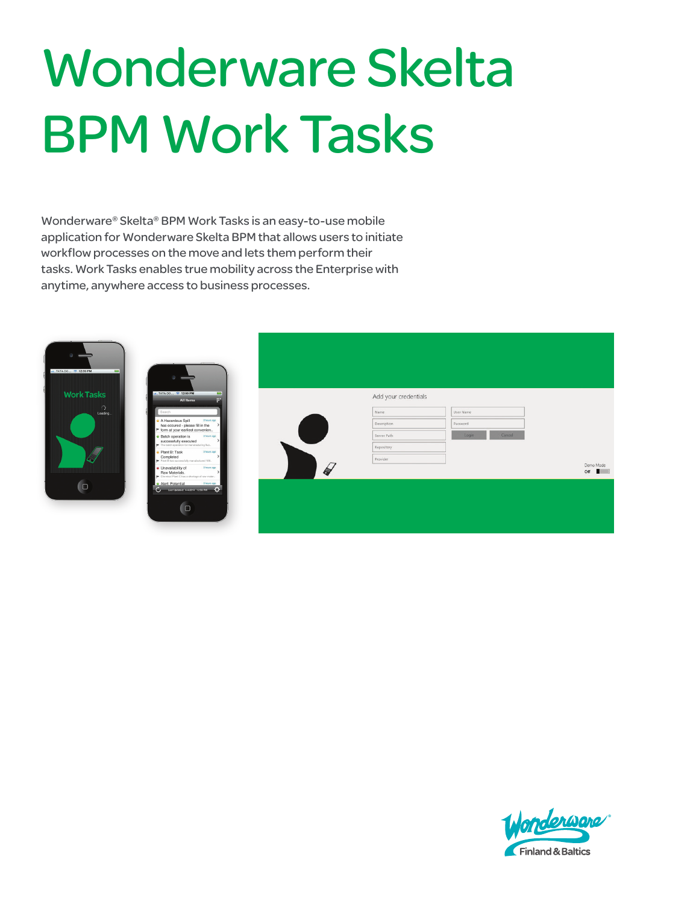# Wonderware Skelta BPM Work Tasks

Wonderware® Skelta® BPM Work Tasks is an easy-to-use mobile application for Wonderware Skelta BPM that allows users to initiate workflow processes on the move and lets them perform their tasks. Work Tasks enables true mobility across the Enterprise with anytime, anywhere access to business processes.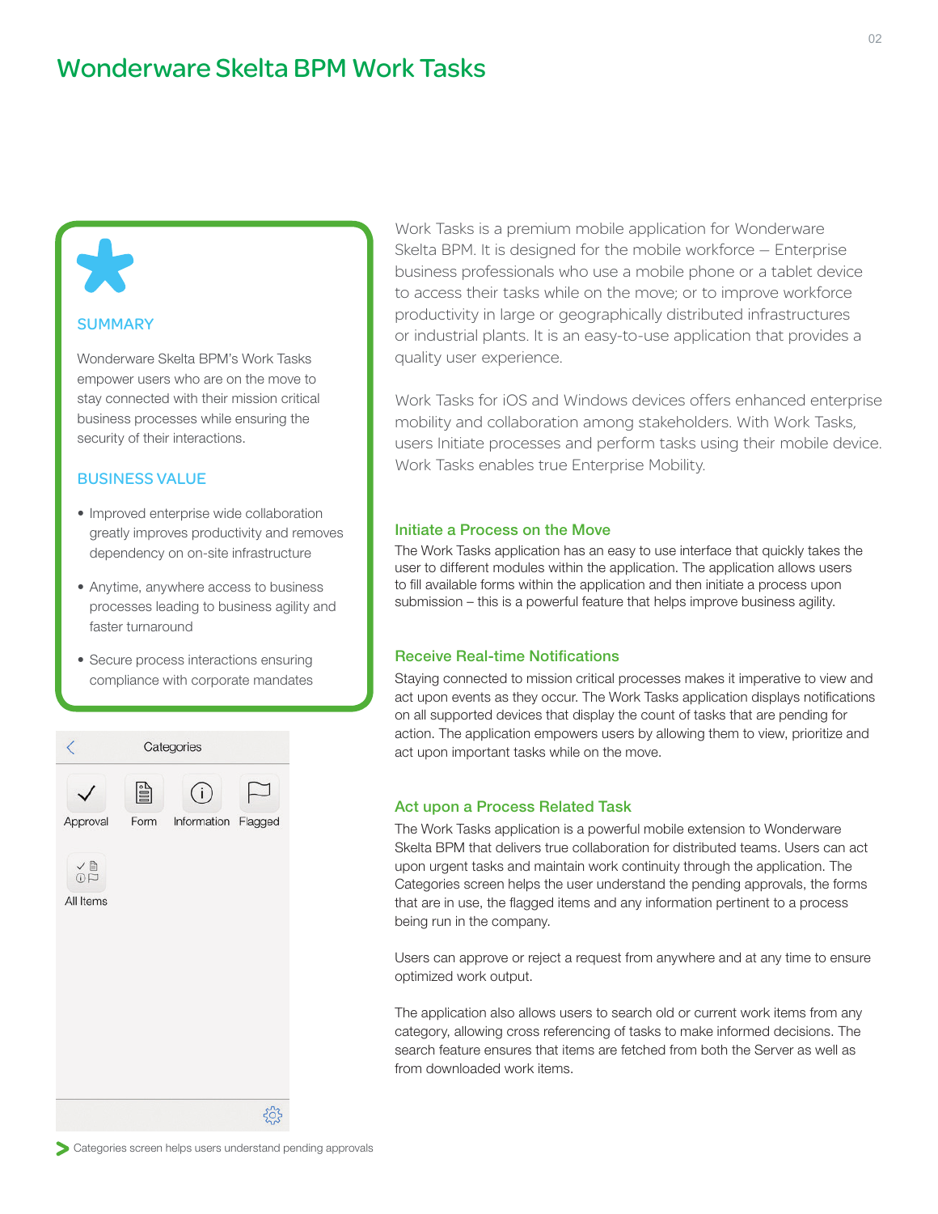# Wonderware Skelta BPM Work Tasks

## SUMMARY

Wonderware Skelta BPM's Work Tasks empower users who are on the move to stay connected with their mission critical business processes while ensuring the security of their interactions.

## BUSINESS VALUE

- Improved enterprise wide collaboration greatly improves productivity and removes dependency on on-site infrastructure
- Anytime, anywhere access to business processes leading to business agility and faster turnaround
- Secure process interactions ensuring compliance with corporate mandates

Categories

Approval | Form | Information | Flagged

All Items

Categories screen helps users understand pending approvals

Work Tasks is a premium mobile application for Wonderware Skelta BPM. It is designed for the mobile workforce – Enterprise business professionals who use a mobile phone or a tablet device to access their tasks while on the move; or to improve workforce productivity in large or geographically distributed infrastructures or industrial plants. It is an easy-to-use application that provides a quality user experience.

Work Tasks for iOS and Windows devices offers enhanced enterprise mobility and collaboration among stakeholders. With Work Tasks, users Initiate processes and perform tasks using their mobile device. Work Tasks enables true Enterprise Mobility.

### Initiate a Process on the Move

The Work Tasks application has an easy to use interface that quickly takes the user to different modules within the application. The application allows users to fill available forms within the application and then initiate a process upon submission – this is a powerful feature that helps improve business agility.

### Receive Real-time Notifications

Staying connected to mission critical processes makes it imperative to view and act upon events as they occur. The Work Tasks application displays notifications on all supported devices that display the count of tasks that are pending for action. The application empowers users by allowing them to view, prioritize and act upon important tasks while on the move.

### Act upon a Process Related Task

The Work Tasks application is a powerful mobile extension to Wonderware Skelta BPM that delivers true collaboration for distributed teams. Users can act upon urgent tasks and maintain work continuity through the application. The Categories screen helps the user understand the pending approvals, the forms that are in use, the flagged items and any information pertinent to a process being run in the company.

Users can approve or reject a request from anywhere and at any time to ensure optimized work output.

The application also allows users to search old or current work items from any category, allowing cross referencing of tasks to make informed decisions. The search feature ensures that items are fetched from both the Server as well as from downloaded work items.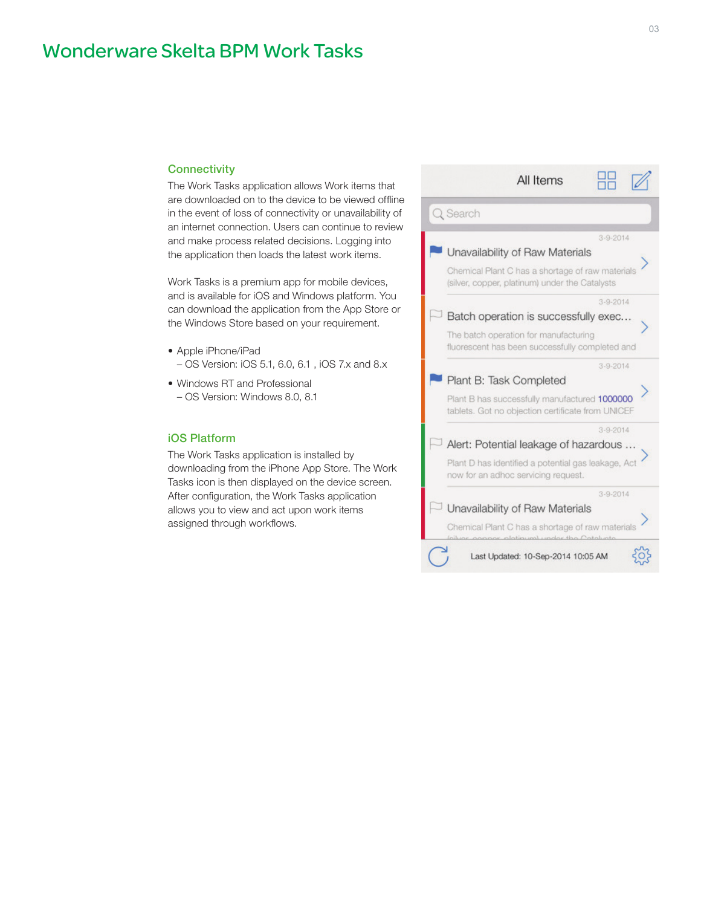# Wonderware Skelta BPM Work Tasks

## Connectivity

The Work Tasks application allows Work items that are downloaded on to the device to be viewed offline in the event of loss of connectivity or unavailability of an internet connection. Users can continue to review and make process related decisions. Logging into the application then loads the latest work items.

Work Tasks is a premium app for mobile devices, and is available for iOS and Windows platform. You can download the application from the App Store or the Windows Store based on your requirement.

- Apple iPhone/iPad
  – OS Version: iOS 5.1, 6.0, 6.1 , iOS 7.x and 8.x
- Windows RT and Professional
  – OS Version: Windows 8.0, 8.1

## iOS Platform

The Work Tasks application is installed by downloading from the iPhone App Store. The Work Tasks icon is then displayed on the device screen. After configuration, the Work Tasks application allows you to view and act upon work items assigned through workflows.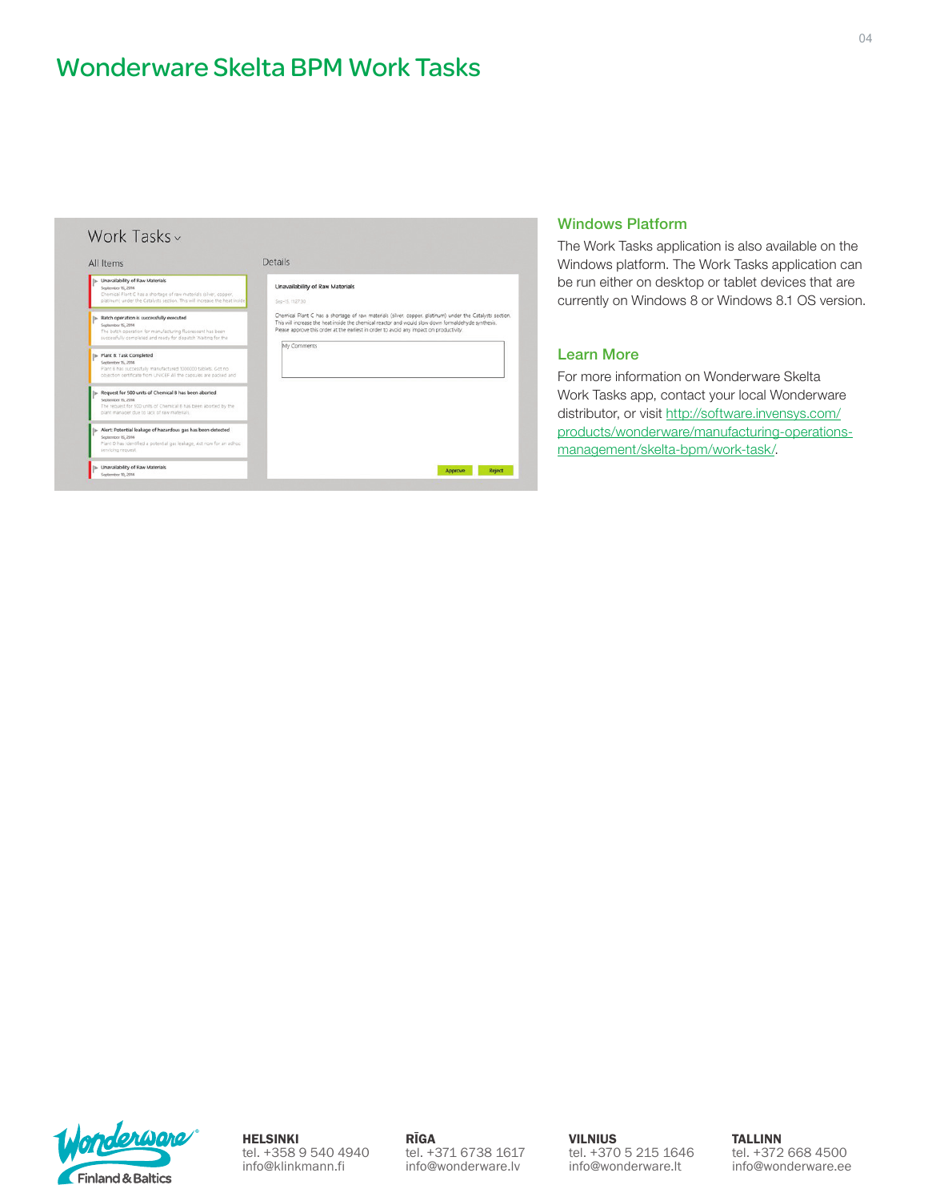# Wonderware Skelta BPM Work Tasks

## Windows Platform

The Work Tasks application is also available on the Windows platform. The Work Tasks application can be run either on desktop or tablet devices that are currently on Windows 8 or Windows 8.1 OS version.

## Learn More

For more information on Wonderware Skelta Work Tasks app, contact your local Wonderware distributor, or visit http://software.invensys.com/products/wonderware/manufacturing-operations-management/skelta-bpm/work-task/.

**HELSINKI**
tel. +358 9 540 4940
info@klinkmann.fi

**RĪGA**
tel. +371 6738 1617
info@wonderware.lv

**VILNIUS**
tel. +370 5 215 1646
info@wonderware.lt

**TALLINN**
tel. +372 668 4500
info@wonderware.ee